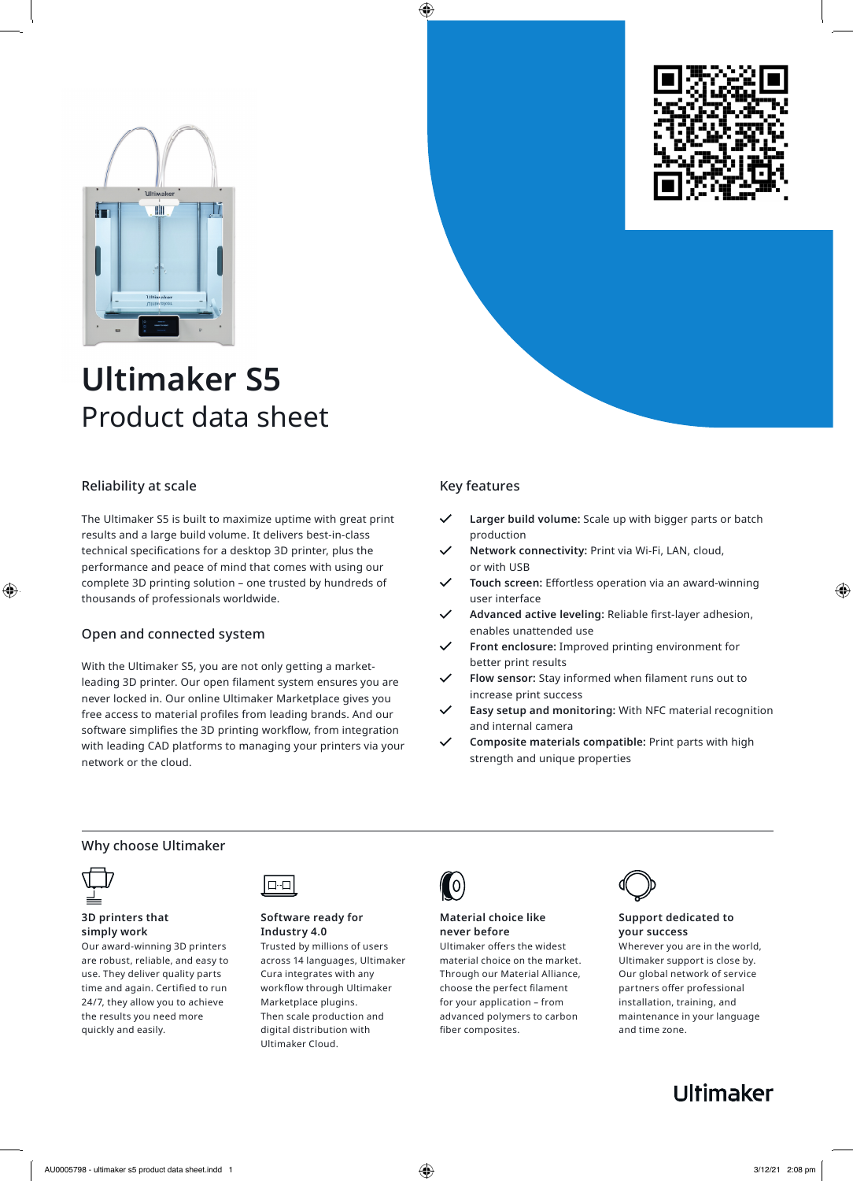# Ultimaker S5

## Product data sheet

### Reliability at scale

The Ultimaker S5 is built to maximize uptime with great print results and a large build volume. It delivers best-in-class technical specifications for a desktop 3D printer, plus the performance and peace of mind that comes with using our complete 3D printing solution – one trusted by hundreds of thousands of professionals worldwide.

### Open and connected system

With the Ultimaker S5, you are not only getting a market-leading 3D printer. Our open filament system ensures you are never locked in. Our online Ultimaker Marketplace gives you free access to material profiles from leading brands. And our software simplifies the 3D printing workflow, from integration with leading CAD platforms to managing your printers via your network or the cloud.

### Key features

- **Larger build volume:** Scale up with bigger parts or batch production
- **Network connectivity:** Print via Wi-Fi, LAN, cloud, or with USB
- **Touch screen:** Effortless operation via an award-winning user interface
- **Advanced active leveling:** Reliable first-layer adhesion, enables unattended use
- **Front enclosure:** Improved printing environment for better print results
- **Flow sensor:** Stay informed when filament runs out to increase print success
- **Easy setup and monitoring:** With NFC material recognition and internal camera
- **Composite materials compatible:** Print parts with high strength and unique properties

### Why choose Ultimaker

**3D printers that simply work**
Our award-winning 3D printers are robust, reliable, and easy to use. They deliver quality parts time and again. Certified to run 24/7, they allow you to achieve the results you need more quickly and easily.

**Software ready for Industry 4.0**
Trusted by millions of users across 14 languages, Ultimaker Cura integrates with any workflow through Ultimaker Marketplace plugins. Then scale production and digital distribution with Ultimaker Cloud.

**Material choice like never before**
Ultimaker offers the widest material choice on the market. Through our Material Alliance, choose the perfect filament for your application – from advanced polymers to carbon fiber composites.

**Support dedicated to your success**
Wherever you are in the world, Ultimaker support is close by. Our global network of service partners offer professional installation, training, and maintenance in your language and time zone.

Ultimaker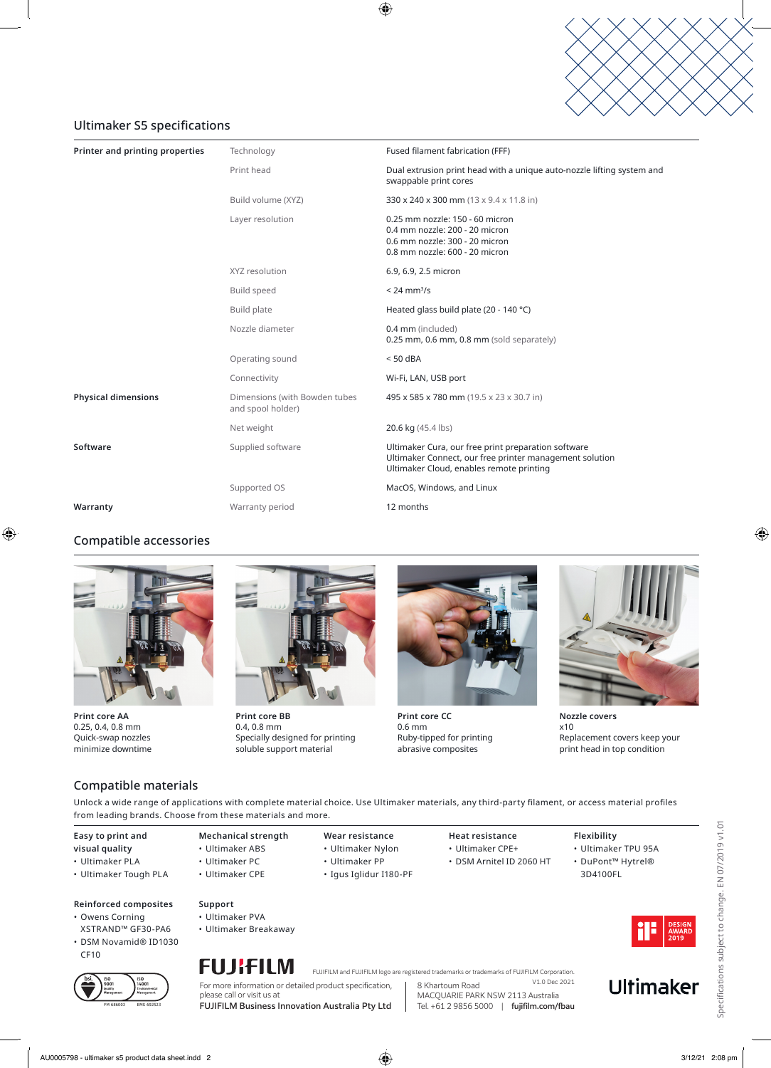## Ultimaker S5 specifications

| | | |
|---|---|---|
| **Printer and printing properties** | Technology | Fused filament fabrication (FFF) |
| | Print head | Dual extrusion print head with a unique auto-nozzle lifting system and swappable print cores |
| | Build volume (XYZ) | 330 x 240 x 300 mm (13 x 9.4 x 11.8 in) |
| | Layer resolution | 0.25 mm nozzle: 150 - 60 micron<br>0.4 mm nozzle: 200 - 20 micron<br>0.6 mm nozzle: 300 - 20 micron<br>0.8 mm nozzle: 600 - 20 micron |
| | XYZ resolution | 6.9, 6.9, 2.5 micron |
| | Build speed | < 24 mm³/s |
| | Build plate | Heated glass build plate (20 - 140 °C) |
| | Nozzle diameter | 0.4 mm (included)<br>0.25 mm, 0.6 mm, 0.8 mm (sold separately) |
| | Operating sound | < 50 dBA |
| | Connectivity | Wi-Fi, LAN, USB port |
| **Physical dimensions** | Dimensions (with Bowden tubes and spool holder) | 495 x 585 x 780 mm (19.5 x 23 x 30.7 in) |
| | Net weight | 20.6 kg (45.4 lbs) |
| **Software** | Supplied software | Ultimaker Cura, our free print preparation software<br>Ultimaker Connect, our free printer management solution<br>Ultimaker Cloud, enables remote printing |
| | Supported OS | MacOS, Windows, and Linux |
| **Warranty** | Warranty period | 12 months |

## Compatible accessories

**Print core AA**
0.25, 0.4, 0.8 mm
Quick-swap nozzles minimize downtime

**Print core BB**
0.4, 0.8 mm
Specially designed for printing soluble support material

**Print core CC**
0.6 mm
Ruby-tipped for printing abrasive composites

**Nozzle covers**
x10
Replacement covers keep your print head in top condition

## Compatible materials

Unlock a wide range of applications with complete material choice. Use Ultimaker materials, any third-party filament, or access material profiles from leading brands. Choose from these materials and more.

**Easy to print and visual quality**
- Ultimaker PLA
- Ultimaker Tough PLA

**Mechanical strength**
- Ultimaker ABS
- Ultimaker PC
- Ultimaker CPE

**Wear resistance**
- Ultimaker Nylon
- Ultimaker PP
- Igus Iglidur I180-PF

**Heat resistance**
- Ultimaker CPE+
- DSM Arnitel ID 2060 HT

**Flexibility**
- Ultimaker TPU 95A
- DuPont™ Hytrel® 3D4100FL

**Reinforced composites**
- Owens Corning XSTRAND™ GF30-PA6
- DSM Novamid® ID1030 CF10

**Support**
- Ultimaker PVA
- Ultimaker Breakaway

DESIGN AWARD 2019

Specifications subject to change. EN 07/2019 v1.01

FUJIFILM

FUJIFILM and FUJIFILM logo are registered trademarks or trademarks of FUJIFILM Corporation.

For more information or detailed product specification, please call or visit us at
**FUJIFILM Business Innovation Australia Pty Ltd**

V1.0 Dec 2021
8 Khartoum Road
MACQUARIE PARK NSW 2113 Australia
Tel. +61 2 9856 5000 | **fujifilm.com/fbau**

Ultimaker

ISO 9001 Quality Management FM 686003 | ISO 14001 Environmental Management EMS 692523